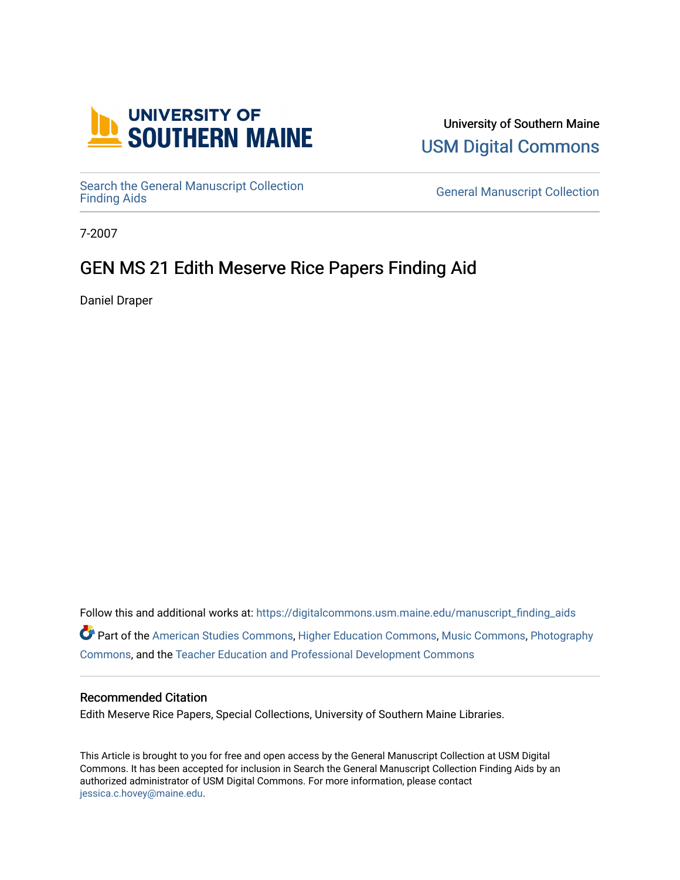University of Southern Maine

USM Digital Commons

Search the General Manuscript Collection Finding Aids

General Manuscript Collection

7-2007

# GEN MS 21 Edith Meserve Rice Papers Finding Aid

Daniel Draper

Follow this and additional works at: https://digitalcommons.usm.maine.edu/manuscript_finding_aids

Part of the American Studies Commons, Higher Education Commons, Music Commons, Photography Commons, and the Teacher Education and Professional Development Commons

## Recommended Citation

Edith Meserve Rice Papers, Special Collections, University of Southern Maine Libraries.

This Article is brought to you for free and open access by the General Manuscript Collection at USM Digital Commons. It has been accepted for inclusion in Search the General Manuscript Collection Finding Aids by an authorized administrator of USM Digital Commons. For more information, please contact jessica.c.hovey@maine.edu.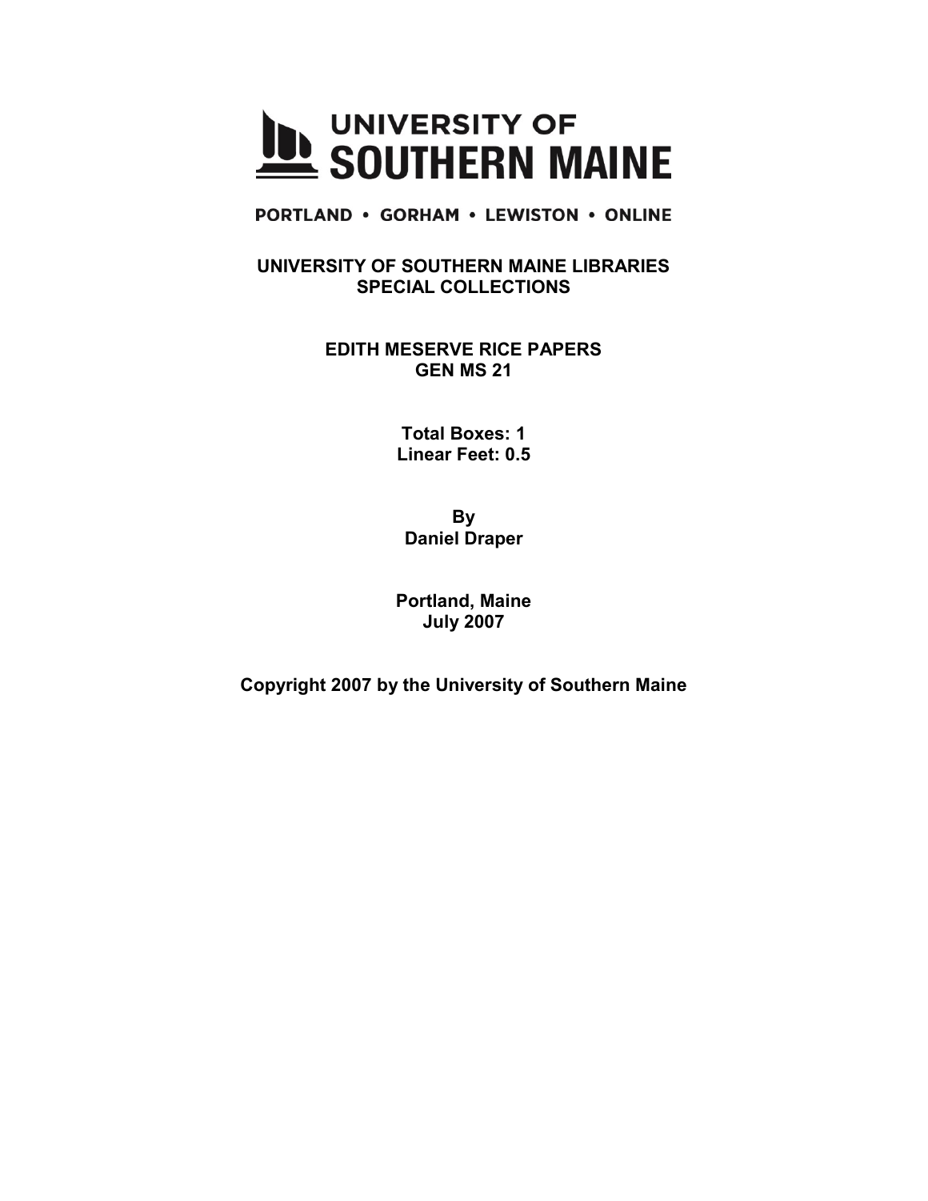# UNIVERSITY OF SOUTHERN MAINE

PORTLAND • GORHAM • LEWISTON • ONLINE

**UNIVERSITY OF SOUTHERN MAINE LIBRARIES**
**SPECIAL COLLECTIONS**

**EDITH MESERVE RICE PAPERS**
**GEN MS 21**

**Total Boxes: 1**
**Linear Feet: 0.5**

**By**
**Daniel Draper**

**Portland, Maine**
**July 2007**

**Copyright 2007 by the University of Southern Maine**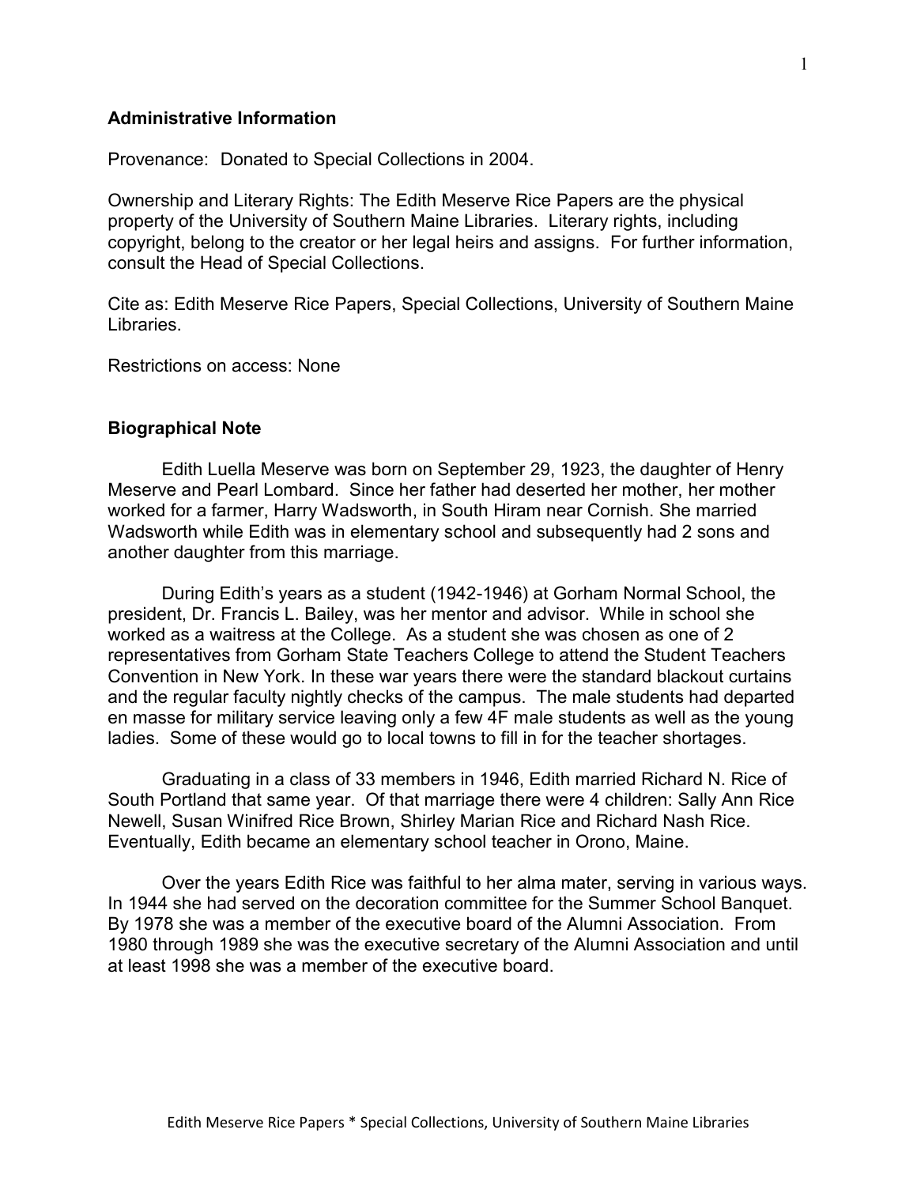## Administrative Information

Provenance: Donated to Special Collections in 2004.

Ownership and Literary Rights: The Edith Meserve Rice Papers are the physical property of the University of Southern Maine Libraries. Literary rights, including copyright, belong to the creator or her legal heirs and assigns. For further information, consult the Head of Special Collections.

Cite as: Edith Meserve Rice Papers, Special Collections, University of Southern Maine Libraries.

Restrictions on access: None

## Biographical Note

Edith Luella Meserve was born on September 29, 1923, the daughter of Henry Meserve and Pearl Lombard. Since her father had deserted her mother, her mother worked for a farmer, Harry Wadsworth, in South Hiram near Cornish. She married Wadsworth while Edith was in elementary school and subsequently had 2 sons and another daughter from this marriage.

During Edith's years as a student (1942-1946) at Gorham Normal School, the president, Dr. Francis L. Bailey, was her mentor and advisor. While in school she worked as a waitress at the College. As a student she was chosen as one of 2 representatives from Gorham State Teachers College to attend the Student Teachers Convention in New York. In these war years there were the standard blackout curtains and the regular faculty nightly checks of the campus. The male students had departed en masse for military service leaving only a few 4F male students as well as the young ladies. Some of these would go to local towns to fill in for the teacher shortages.

Graduating in a class of 33 members in 1946, Edith married Richard N. Rice of South Portland that same year. Of that marriage there were 4 children: Sally Ann Rice Newell, Susan Winifred Rice Brown, Shirley Marian Rice and Richard Nash Rice. Eventually, Edith became an elementary school teacher in Orono, Maine.

Over the years Edith Rice was faithful to her alma mater, serving in various ways. In 1944 she had served on the decoration committee for the Summer School Banquet. By 1978 she was a member of the executive board of the Alumni Association. From 1980 through 1989 she was the executive secretary of the Alumni Association and until at least 1998 she was a member of the executive board.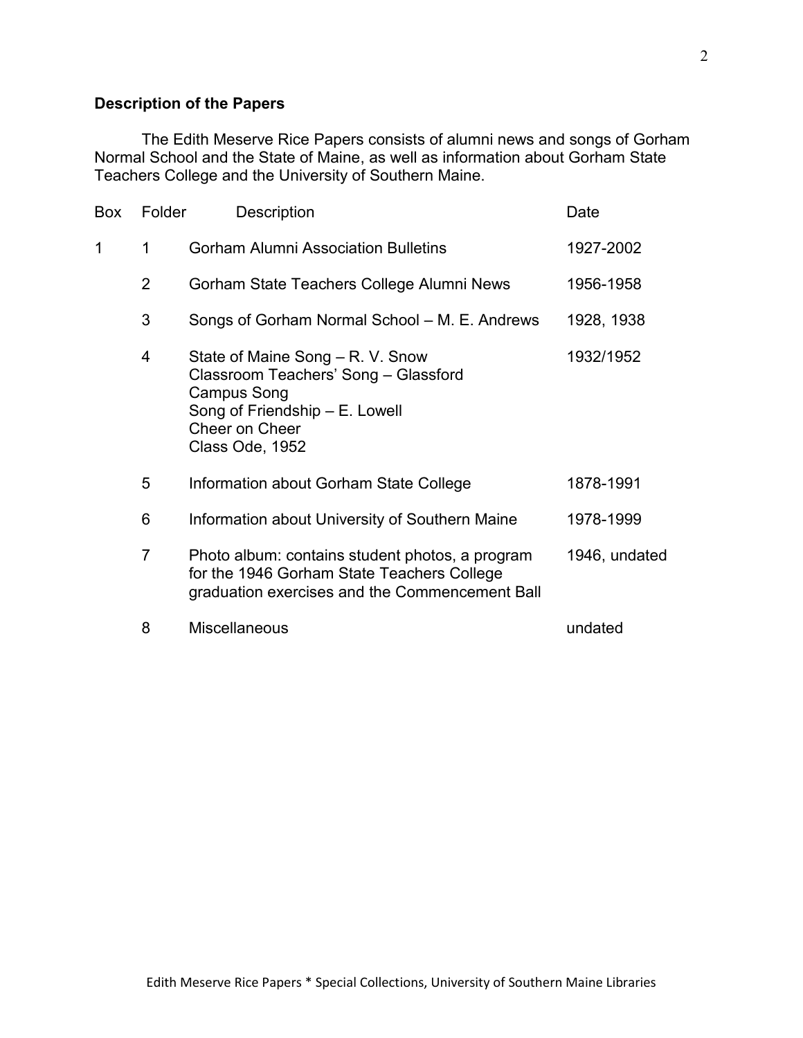## Description of the Papers

The Edith Meserve Rice Papers consists of alumni news and songs of Gorham Normal School and the State of Maine, as well as information about Gorham State Teachers College and the University of Southern Maine.

| Box | Folder | Description | Date |
|---|---|---|---|
| 1 | 1 | Gorham Alumni Association Bulletins | 1927-2002 |
| | 2 | Gorham State Teachers College Alumni News | 1956-1958 |
| | 3 | Songs of Gorham Normal School – M. E. Andrews | 1928, 1938 |
| | 4 | State of Maine Song – R. V. Snow<br>Classroom Teachers' Song – Glassford<br>Campus Song<br>Song of Friendship – E. Lowell<br>Cheer on Cheer<br>Class Ode, 1952 | 1932/1952 |
| | 5 | Information about Gorham State College | 1878-1991 |
| | 6 | Information about University of Southern Maine | 1978-1999 |
| | 7 | Photo album: contains student photos, a program for the 1946 Gorham State Teachers College graduation exercises and the Commencement Ball | 1946, undated |
| | 8 | Miscellaneous | undated |